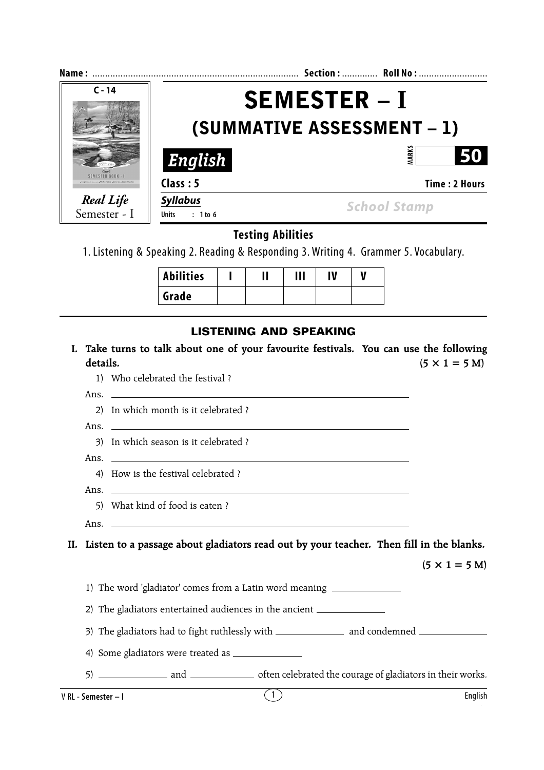Name : ................................................................................ Section : ............. Roll No : ...........................

C - 14

*Real Life*
Semester - I

# SEMESTER – I

## (SUMMATIVE ASSESSMENT – 1)

***English***

MARKS **50**

**Class : 5** **Time : 2 Hours**

***Syllabus***

**Units : 1 to 6**

School Stamp

### Testing Abilities

1. Listening & Speaking 2. Reading & Responding 3. Writing 4. Grammer 5. Vocabulary.

| Abilities | I | II | III | IV | V |
|---|---|---|---|---|---|
| Grade | | | | | |

## LISTENING AND SPEAKING

**I. Take turns to talk about one of your favourite festivals. You can use the following details.** **(5 × 1 = 5 M)**

1) Who celebrated the festival ?

Ans. ____________________________________________

2) In which month is it celebrated ?

Ans. ____________________________________________

3) In which season is it celebrated ?

Ans. ____________________________________________

4) How is the festival celebrated ?

Ans. ____________________________________________

5) What kind of food is eaten ?

Ans. ____________________________________________

**II. Listen to a passage about gladiators read out by your teacher. Then fill in the blanks.** **(5 × 1 = 5 M)**

1) The word 'gladiator' comes from a Latin word meaning ____________

2) The gladiators entertained audiences in the ancient ____________

3) The gladiators had to fight ruthlessly with ____________ and condemned ____________

4) Some gladiators were treated as ____________

5) ____________ and ____________ often celebrated the courage of gladiators in their works.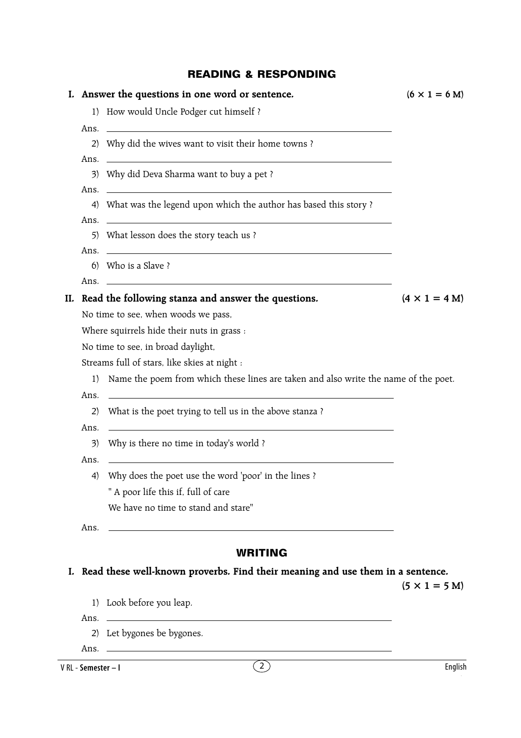## READING & RESPONDING

**I. Answer the questions in one word or sentence.** **(6 × 1 = 6 M)**

1) How would Uncle Podger cut himself ?

Ans. ______________________________

2) Why did the wives want to visit their home towns ?

Ans. ______________________________

3) Why did Deva Sharma want to buy a pet ?

Ans. ______________________________

4) What was the legend upon which the author has based this story ?

Ans. ______________________________

5) What lesson does the story teach us ?

Ans. ______________________________

6) Who is a Slave ?

Ans. ______________________________

**II. Read the following stanza and answer the questions.** **(4 × 1 = 4 M)**

No time to see, when woods we pass,

Where squirrels hide their nuts in grass :

No time to see, in broad daylight,

Streams full of stars, like skies at night :

1) Name the poem from which these lines are taken and also write the name of the poet.

Ans. ______________________________

2) What is the poet trying to tell us in the above stanza ?

Ans. ______________________________

3) Why is there no time in today's world ?

Ans. ______________________________

4) Why does the poet use the word 'poor' in the lines ?

" A poor life this if, full of care

We have no time to stand and stare"

Ans. ______________________________

## WRITING

**I. Read these well-known proverbs. Find their meaning and use them in a sentence.** **(5 × 1 = 5 M)**

1) Look before you leap.

Ans. ______________________________

2) Let bygones be bygones.

Ans. ______________________________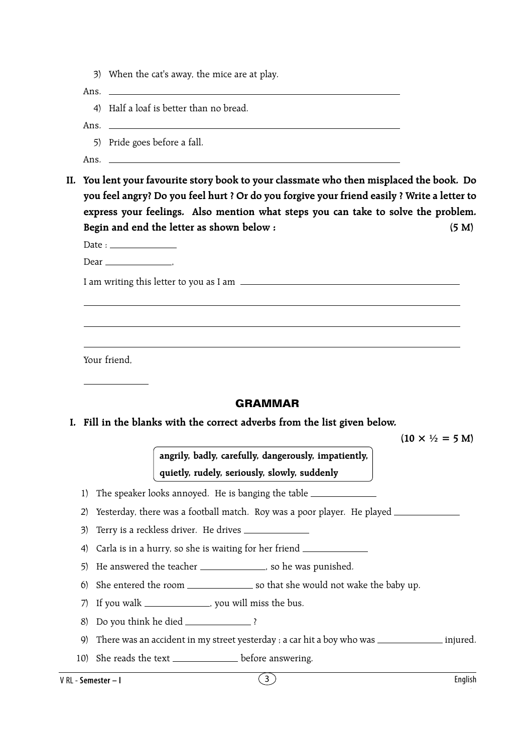3) When the cat's away, the mice are at play.

Ans. ______________________________________________

4) Half a loaf is better than no bread.

Ans. ______________________________________________

5) Pride goes before a fall.

Ans. ______________________________________________

**II. You lent your favourite story book to your classmate who then misplaced the book. Do you feel angry? Do you feel hurt ? Or do you forgive your friend easily ? Write a letter to express your feelings. Also mention what steps you can take to solve the problem. Begin and end the letter as shown below : (5 M)**

Date : ____________

Dear ____________,

I am writing this letter to you as I am ______________________________________________

______________________________________________

______________________________________________

______________________________________________

Your friend,

____________

## GRAMMAR

**I. Fill in the blanks with the correct adverbs from the list given below. (10 × ½ = 5 M)**

**angrily, badly, carefully, dangerously, impatiently, quietly, rudely, seriously, slowly, suddenly**

1) The speaker looks annoyed. He is banging the table ____________
2) Yesterday, there was a football match. Roy was a poor player. He played ____________
3) Terry is a reckless driver. He drives ____________
4) Carla is in a hurry, so she is waiting for her friend ____________
5) He answered the teacher ____________, so he was punished.
6) She entered the room ____________ so that she would not wake the baby up.
7) If you walk ____________, you will miss the bus.
8) Do you think he died ____________ ?
9) There was an accident in my street yesterday ; a car hit a boy who was ____________ injured.
10) She reads the text ____________ before answering.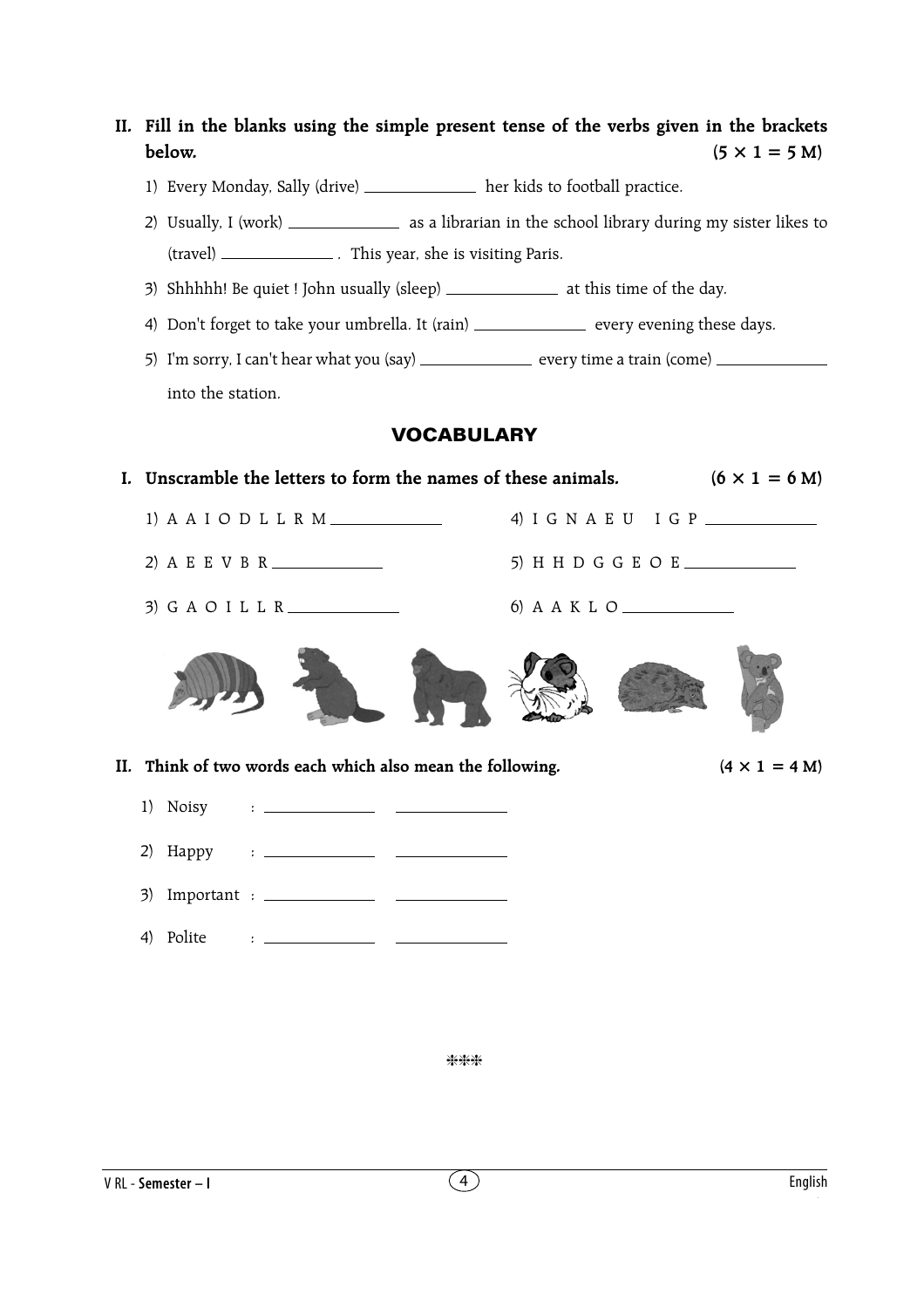**II. Fill in the blanks using the simple present tense of the verbs given in the brackets below.** **(5 × 1 = 5 M)**

1) Every Monday, Sally (drive) ____________ her kids to football practice.

2) Usually, I (work) ____________ as a librarian in the school library during my sister likes to (travel) ____________ . This year, she is visiting Paris.

3) Shhhhh! Be quiet ! John usually (sleep) ____________ at this time of the day.

4) Don't forget to take your umbrella. It (rain) ____________ every evening these days.

5) I'm sorry, I can't hear what you (say) ____________ every time a train (come) ____________ into the station.

## VOCABULARY

**I. Unscramble the letters to form the names of these animals.** **(6 × 1 = 6 M)**

1) A A I O D L L R M ____________

2) A E E V B R ____________

3) G A O I L L R ____________

4) I G N A E U I G P ____________

5) H H D G G E O E ____________

6) A A K L O ____________

**II. Think of two words each which also mean the following.** **(4 × 1 = 4 M)**

1) Noisy : ____________ ____________

2) Happy : ____________ ____________

3) Important : ____________ ____________

4) Polite : ____________ ____________

\*\*\*